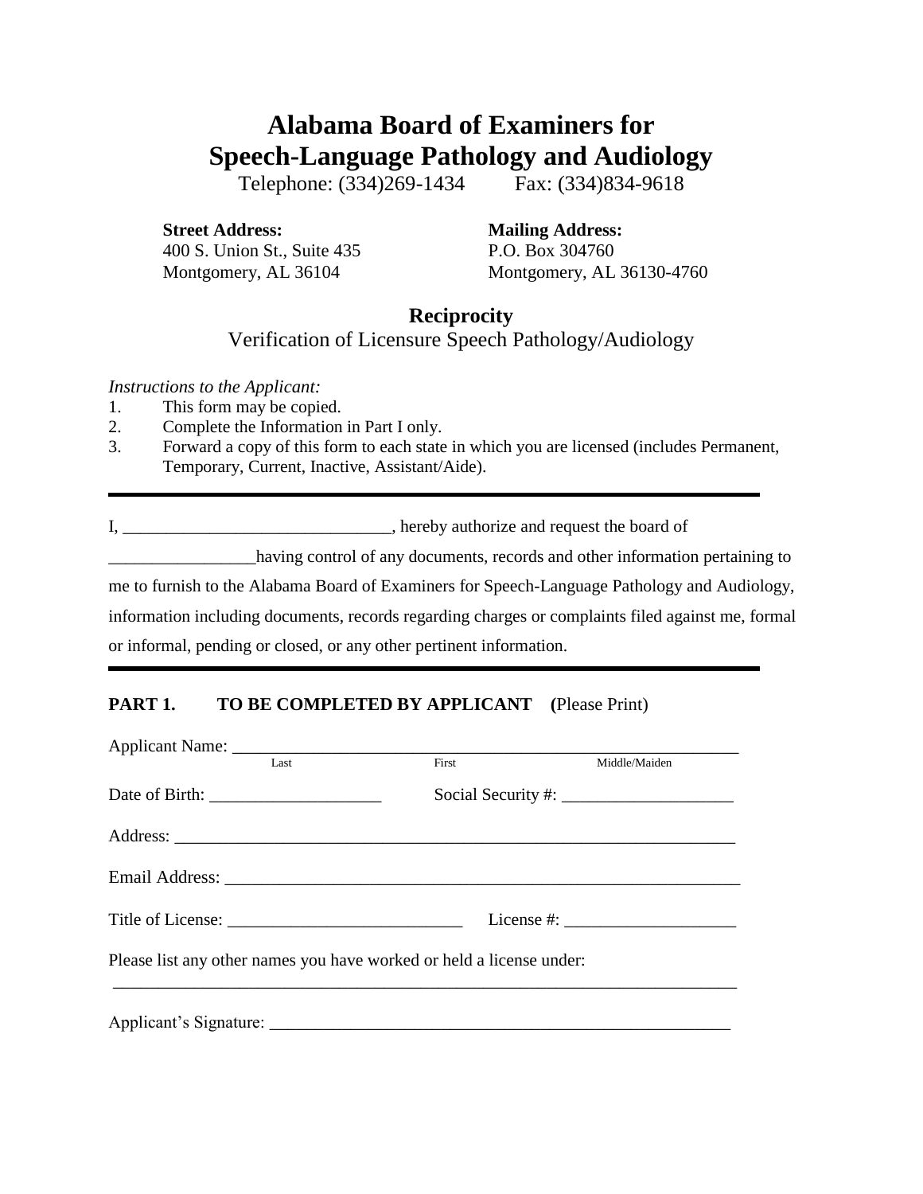# Alabama Board of Examiners for Speech-Language Pathology and Audiology

Telephone: (334)269-1434    Fax: (334)834-9618

**Street Address:**
400 S. Union St., Suite 435
Montgomery, AL 36104

**Mailing Address:**
P.O. Box 304760
Montgomery, AL 36130-4760

## Reciprocity

Verification of Licensure Speech Pathology/Audiology

*Instructions to the Applicant:*

1. This form may be copied.
2. Complete the Information in Part I only.
3. Forward a copy of this form to each state in which you are licensed (includes Permanent, Temporary, Current, Inactive, Assistant/Aide).

---

I, ______________________________, hereby authorize and request the board of ________________having control of any documents, records and other information pertaining to me to furnish to the Alabama Board of Examiners for Speech-Language Pathology and Audiology, information including documents, records regarding charges or complaints filed against me, formal or informal, pending or closed, or any other pertinent information.

---

**PART 1. TO BE COMPLETED BY APPLICANT (**Please Print)

Applicant Name: ____________________________________________________________
Last    First    Middle/Maiden

Date of Birth: ____________________    Social Security #: ____________________

Address: ___________________________________________________________________

Email Address: ______________________________________________________________

Title of License: ___________________________    License #: ____________________

Please list any other names you have worked or held a license under:
____________________________________________________________________________

Applicant's Signature: _______________________________________________________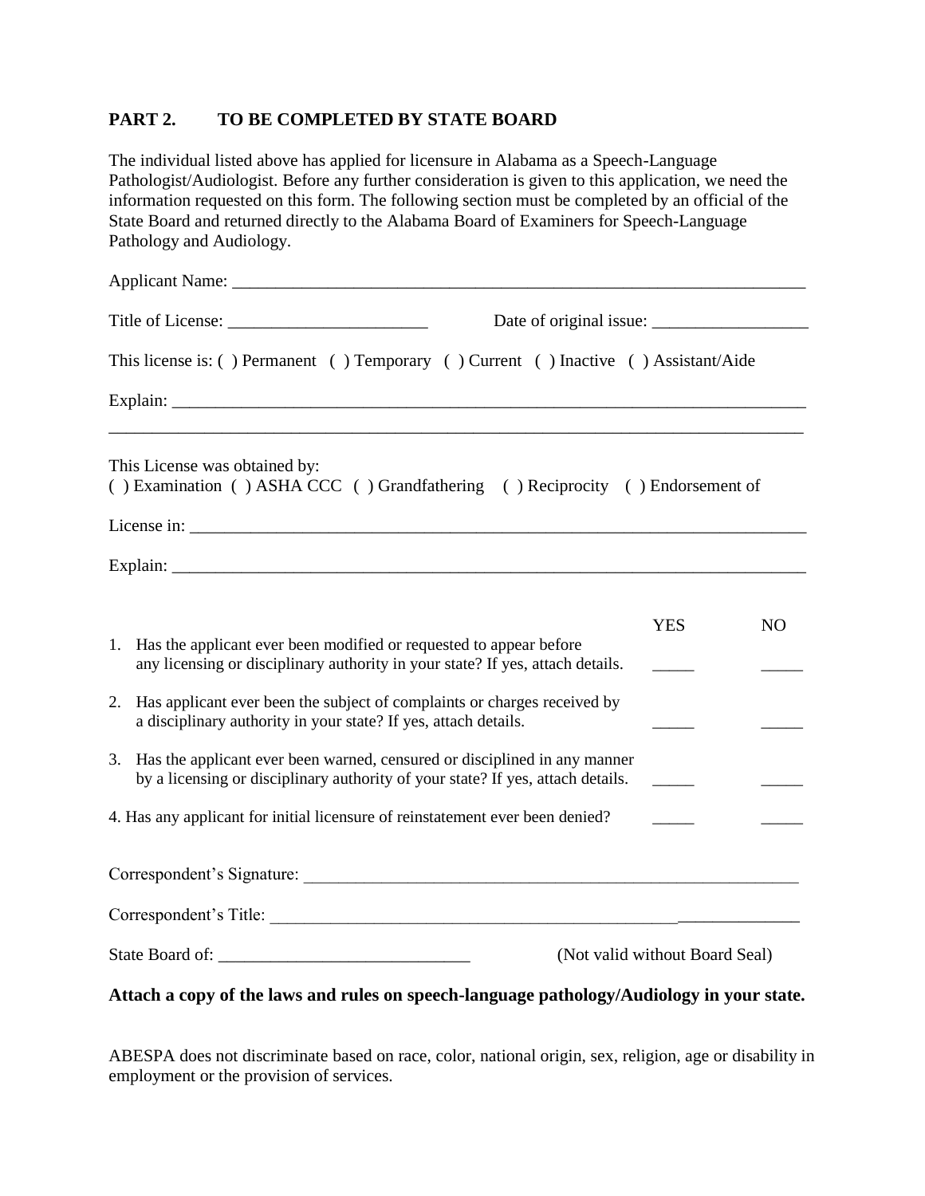## PART 2. TO BE COMPLETED BY STATE BOARD

The individual listed above has applied for licensure in Alabama as a Speech-Language Pathologist/Audiologist. Before any further consideration is given to this application, we need the information requested on this form. The following section must be completed by an official of the State Board and returned directly to the Alabama Board of Examiners for Speech-Language Pathology and Audiology.

Applicant Name: ___________________________________________________________________

Title of License: _______________________ Date of original issue: __________________

This license is: ( ) Permanent ( ) Temporary ( ) Current ( ) Inactive ( ) Assistant/Aide

Explain: ___________________________________________________________________________

_________________________________________________________________________________

This License was obtained by:
( ) Examination ( ) ASHA CCC ( ) Grandfathering ( ) Reciprocity ( ) Endorsement of

License in: _________________________________________________________________________

Explain: ___________________________________________________________________________

| | YES | NO |
|---|---|---|
| 1. Has the applicant ever been modified or requested to appear before any licensing or disciplinary authority in your state? If yes, attach details. | _____ | _____ |
| 2. Has applicant ever been the subject of complaints or charges received by a disciplinary authority in your state? If yes, attach details. | _____ | _____ |
| 3. Has the applicant ever been warned, censured or disciplined in any manner by a licensing or disciplinary authority of your state? If yes, attach details. | _____ | _____ |
| 4. Has any applicant for initial licensure of reinstatement ever been denied? | _____ | _____ |

Correspondent's Signature: ___________________________________________________________

Correspondent's Title: _______________________________________________________________

State Board of: _____________________________ (Not valid without Board Seal)

**Attach a copy of the laws and rules on speech-language pathology/Audiology in your state.**

ABESPA does not discriminate based on race, color, national origin, sex, religion, age or disability in employment or the provision of services.